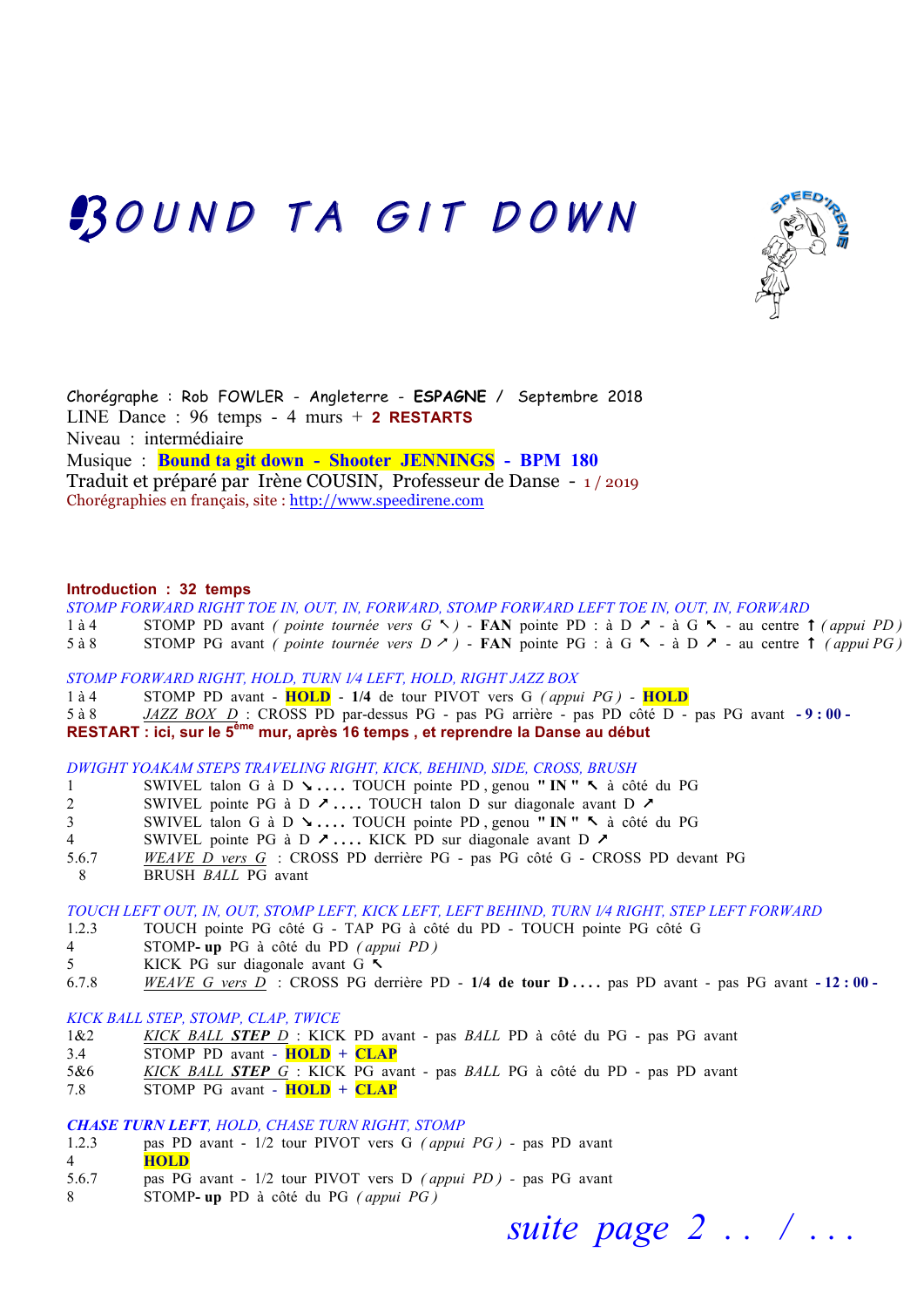# BOUND TA GIT DOWN

Chorégraphe : Rob FOWLER - Angleterre - **ESPAGNE** / Septembre 2018
LINE Dance : 96 temps - 4 murs + **2 RESTARTS**
Niveau : intermédiaire
Musique : **Bound ta git down - Shooter JENNINGS - BPM 180**
Traduit et préparé par Irène COUSIN, Professeur de Danse - 1 / 2019
Chorégraphies en français, site : http://www.speedirene.com

**Introduction : 32 temps**

*STOMP FORWARD RIGHT TOE IN, OUT, IN, FORWARD, STOMP FORWARD LEFT TOE IN, OUT, IN, FORWARD*

1 à 4 — STOMP PD avant *( pointe tournée vers G ↖ )* - **FAN** pointe PD : à D ↗ - à G ↖ - au centre ↑ *( appui PD )*
5 à 8 — STOMP PG avant *( pointe tournée vers D ↗ )* - **FAN** pointe PG : à G ↖ - à D ↗ - au centre ↑ *( appui PG )*

*STOMP FORWARD RIGHT, HOLD, TURN 1/4 LEFT, HOLD, RIGHT JAZZ BOX*

1 à 4 — STOMP PD avant - **HOLD** - **1/4** de tour PIVOT vers G *( appui PG )* - **HOLD**
5 à 8 — *JAZZ BOX D* : CROSS PD par-dessus PG - pas PG arrière - pas PD côté D - pas PG avant **- 9 : 00 -**

**RESTART : ici, sur le 5ème mur, après 16 temps , et reprendre la Danse au début**

*DWIGHT YOAKAM STEPS TRAVELING RIGHT, KICK, BEHIND, SIDE, CROSS, BRUSH*

1 — SWIVEL talon G à D ↘ . . . . TOUCH pointe PD , genou **" IN "** ↖ à côté du PG
2 — SWIVEL pointe PG à D ↗ . . . . TOUCH talon D sur diagonale avant D ↗
3 — SWIVEL talon G à D ↘ . . . . TOUCH pointe PD , genou **" IN "** ↖ à côté du PG
4 — SWIVEL pointe PG à D ↗ . . . . KICK PD sur diagonale avant D ↗
5.6.7 — *WEAVE D vers G* : CROSS PD derrière PG - pas PG côté G - CROSS PD devant PG
8 — BRUSH *BALL* PG avant

*TOUCH LEFT OUT, IN, OUT, STOMP LEFT, KICK LEFT, LEFT BEHIND, TURN 1/4 RIGHT, STEP LEFT FORWARD*

1.2.3 — TOUCH pointe PG côté G - TAP PG à côté du PD - TOUCH pointe PG côté G
4 — STOMP**- up** PG à côté du PD *( appui PD )*
5 — KICK PG sur diagonale avant G ↖
6.7.8 — *WEAVE G vers D* : CROSS PG derrière PD - **1/4 de tour D . . . .** pas PD avant - pas PG avant **- 12 : 00 -**

*KICK BALL STEP, STOMP, CLAP, TWICE*

1&2 — *KICK BALL **STEP** D* : KICK PD avant - pas *BALL* PD à côté du PG - pas PG avant
3.4 — STOMP PD avant - **HOLD** + **CLAP**
5&6 — *KICK BALL **STEP** G* : KICK PG avant - pas *BALL* PG à côté du PD - pas PD avant
7.8 — STOMP PG avant - **HOLD** + **CLAP**

***CHASE TURN LEFT**, HOLD, CHASE TURN RIGHT, STOMP*

1.2.3 — pas PD avant - 1/2 tour PIVOT vers G *( appui PG )* - pas PD avant
4 — **HOLD**
5.6.7 — pas PG avant - 1/2 tour PIVOT vers D *( appui PD )* - pas PG avant
8 — STOMP**- up** PD à côté du PG *( appui PG )*

*suite page 2 . . / . . .*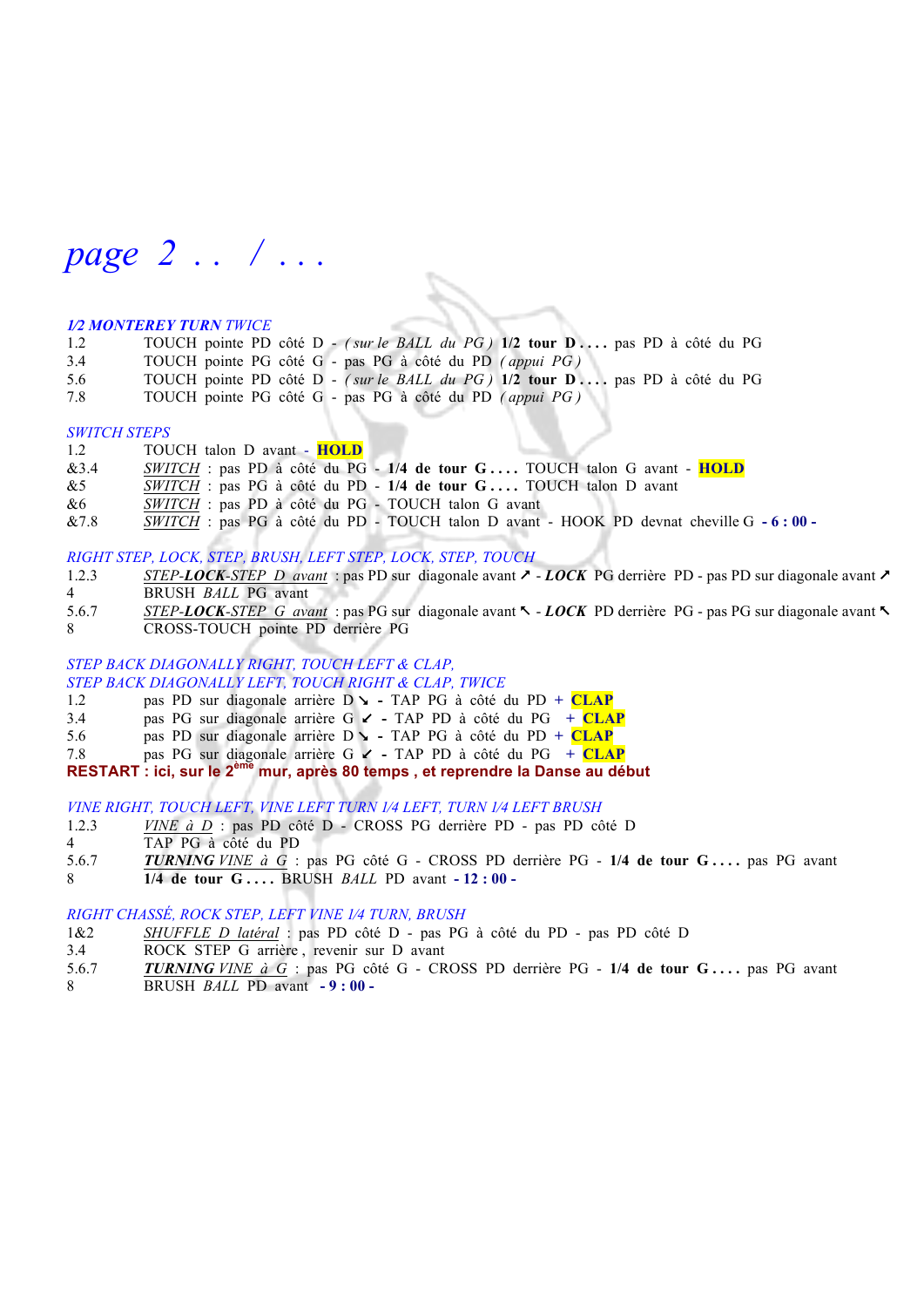*page 2 . . / . . .*

### *1/2 MONTEREY TURN TWICE*

| | |
|---|---|
| 1.2 | TOUCH pointe PD côté D - *( sur le BALL du PG )* **1/2 tour D . . . .** pas PD à côté du PG |
| 3.4 | TOUCH pointe PG côté G - pas PG à côté du PD *( appui PG )* |
| 5.6 | TOUCH pointe PD côté D - *( sur le BALL du PG )* **1/2 tour D . . . .** pas PD à côté du PG |
| 7.8 | TOUCH pointe PG côté G - pas PG à côté du PD *( appui PG )* |

### *SWITCH STEPS*

| | |
|---|---|
| 1.2 | TOUCH talon D avant - **HOLD** |
| &3.4 | *SWITCH* : pas PD à côté du PG - **1/4 de tour G . . . .** TOUCH talon G avant - **HOLD** |
| &5 | *SWITCH* : pas PG à côté du PD - **1/4 de tour G . . . .** TOUCH talon D avant |
| &6 | *SWITCH* : pas PD à côté du PG - TOUCH talon G avant |
| &7.8 | *SWITCH* : pas PG à côté du PD - TOUCH talon D avant - HOOK PD devnat cheville G **- 6 : 00 -** |

### *RIGHT STEP, LOCK, STEP, BRUSH, LEFT STEP, LOCK, STEP, TOUCH*

| | |
|---|---|
| 1.2.3 | *STEP-**LOCK**-STEP D avant* : pas PD sur diagonale avant ↗ - ***LOCK*** PG derrière PD - pas PD sur diagonale avant ↗ |
| 4 | BRUSH *BALL* PG avant |
| 5.6.7 | *STEP-**LOCK**-STEP G avant* : pas PG sur diagonale avant ↖ - ***LOCK*** PD derrière PG - pas PG sur diagonale avant ↖ |
| 8 | CROSS-TOUCH pointe PD derrière PG |

### *STEP BACK DIAGONALLY RIGHT, TOUCH LEFT & CLAP,*
### *STEP BACK DIAGONALLY LEFT, TOUCH RIGHT & CLAP, TWICE*

| | |
|---|---|
| 1.2 | pas PD sur diagonale arrière D ↘ - TAP PG à côté du PD + **CLAP** |
| 3.4 | pas PG sur diagonale arrière G ↙ - TAP PD à côté du PG + **CLAP** |
| 5.6 | pas PD sur diagonale arrière D ↘ - TAP PG à côté du PD + **CLAP** |
| 7.8 | pas PG sur diagonale arrière G ↙ - TAP PD à côté du PG + **CLAP** |

**RESTART : ici, sur le 2ème mur, après 80 temps , et reprendre la Danse au début**

### *VINE RIGHT, TOUCH LEFT, VINE LEFT TURN 1/4 LEFT, TURN 1/4 LEFT BRUSH*

| | |
|---|---|
| 1.2.3 | *VINE à D* : pas PD côté D - CROSS PG derrière PD - pas PD côté D |
| 4 | TAP PG à côté du PD |
| 5.6.7 | ***TURNING** VINE à G* : pas PG côté G - CROSS PD derrière PG - **1/4 de tour G . . . .** pas PG avant |
| 8 | **1/4 de tour G . . . .** BRUSH *BALL* PD avant **- 12 : 00 -** |

### *RIGHT CHASSÉ, ROCK STEP, LEFT VINE 1/4 TURN, BRUSH*

| | |
|---|---|
| 1&2 | *SHUFFLE D latéral* : pas PD côté D - pas PG à côté du PD - pas PD côté D |
| 3.4 | ROCK STEP G arrière , revenir sur D avant |
| 5.6.7 | ***TURNING** VINE à G* : pas PG côté G - CROSS PD derrière PG - **1/4 de tour G . . . .** pas PG avant |
| 8 | BRUSH *BALL* PD avant **- 9 : 00 -** |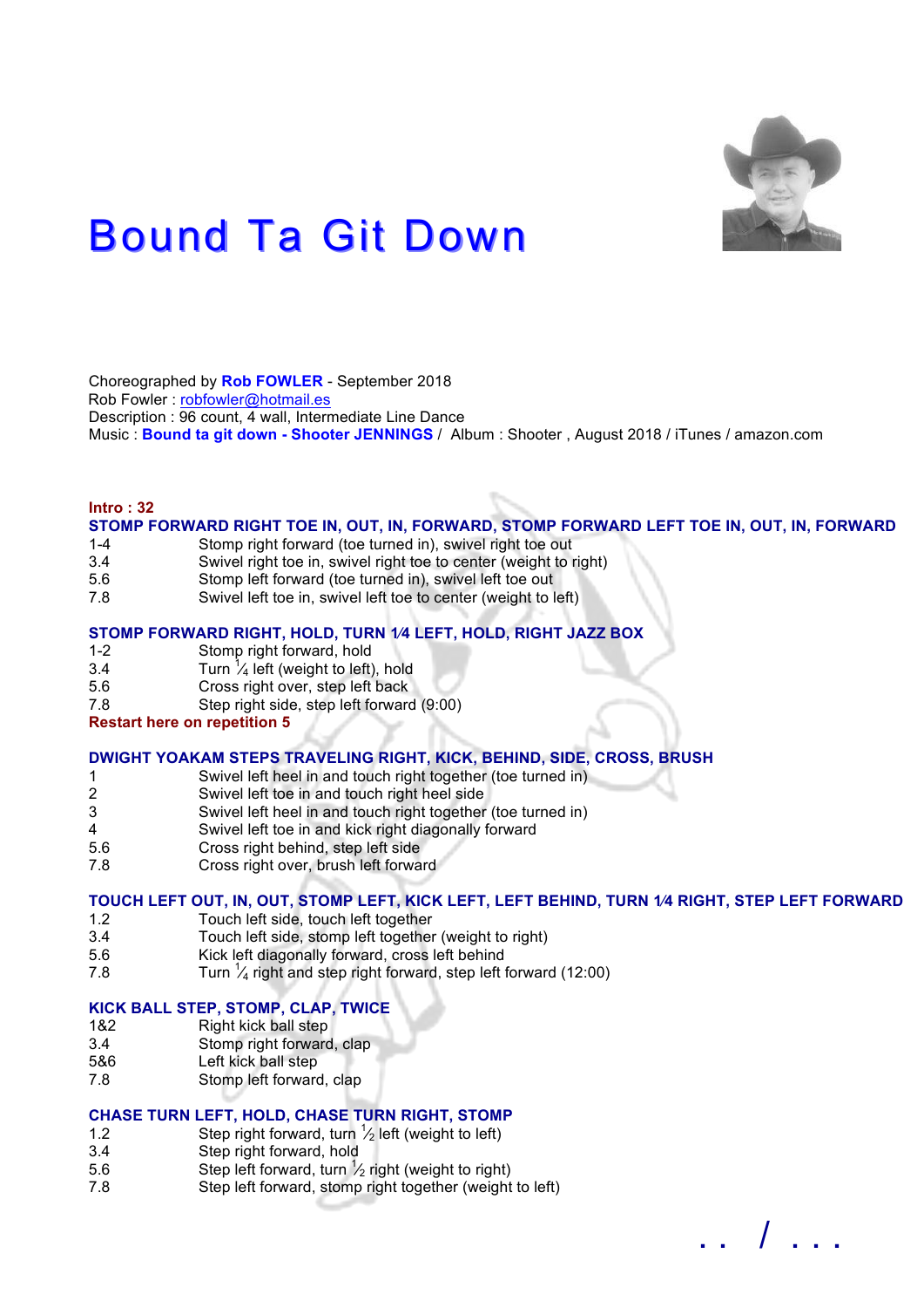# Bound Ta Git Down

Choreographed by **Rob FOWLER** - September 2018
Rob Fowler : robfowler@hotmail.es
Description : 96 count, 4 wall, Intermediate Line Dance
Music : **Bound ta git down - Shooter JENNINGS** / Album : Shooter , August 2018 / iTunes / amazon.com

**Intro : 32**

**STOMP FORWARD RIGHT TOE IN, OUT, IN, FORWARD, STOMP FORWARD LEFT TOE IN, OUT, IN, FORWARD**

| | |
|---|---|
| 1-4 | Stomp right forward (toe turned in), swivel right toe out |
| 3.4 | Swivel right toe in, swivel right toe to center (weight to right) |
| 5.6 | Stomp left forward (toe turned in), swivel left toe out |
| 7.8 | Swivel left toe in, swivel left toe to center (weight to left) |

**STOMP FORWARD RIGHT, HOLD, TURN 1/4 LEFT, HOLD, RIGHT JAZZ BOX**

| | |
|---|---|
| 1-2 | Stomp right forward, hold |
| 3.4 | Turn 1/4 left (weight to left), hold |
| 5.6 | Cross right over, step left back |
| 7.8 | Step right side, step left forward (9:00) |

**Restart here on repetition 5**

**DWIGHT YOAKAM STEPS TRAVELING RIGHT, KICK, BEHIND, SIDE, CROSS, BRUSH**

| | |
|---|---|
| 1 | Swivel left heel in and touch right together (toe turned in) |
| 2 | Swivel left toe in and touch right heel side |
| 3 | Swivel left heel in and touch right together (toe turned in) |
| 4 | Swivel left toe in and kick right diagonally forward |
| 5.6 | Cross right behind, step left side |
| 7.8 | Cross right over, brush left forward |

**TOUCH LEFT OUT, IN, OUT, STOMP LEFT, KICK LEFT, LEFT BEHIND, TURN 1/4 RIGHT, STEP LEFT FORWARD**

| | |
|---|---|
| 1.2 | Touch left side, touch left together |
| 3.4 | Touch left side, stomp left together (weight to right) |
| 5.6 | Kick left diagonally forward, cross left behind |
| 7.8 | Turn 1/4 right and step right forward, step left forward (12:00) |

**KICK BALL STEP, STOMP, CLAP, TWICE**

| | |
|---|---|
| 1&2 | Right kick ball step |
| 3.4 | Stomp right forward, clap |
| 5&6 | Left kick ball step |
| 7.8 | Stomp left forward, clap |

**CHASE TURN LEFT, HOLD, CHASE TURN RIGHT, STOMP**

| | |
|---|---|
| 1.2 | Step right forward, turn 1/2 left (weight to left) |
| 3.4 | Step right forward, hold |
| 5.6 | Step left forward, turn 1/2 right (weight to right) |
| 7.8 | Step left forward, stomp right together (weight to left) |

.. / ...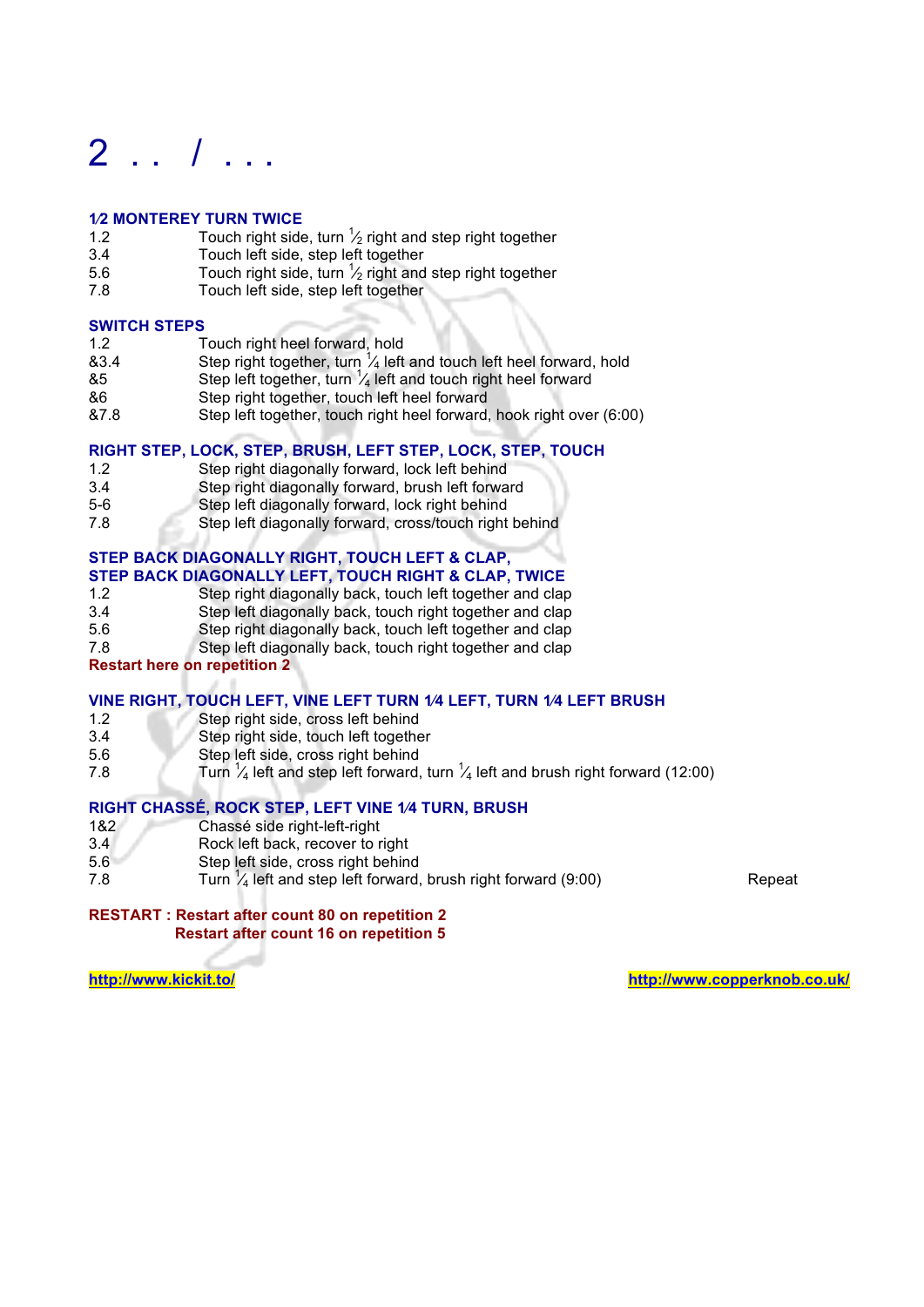# 2 . . / . . .

**1⁄2 MONTEREY TURN TWICE**

| | |
|---|---|
| 1.2 | Touch right side, turn ½ right and step right together |
| 3.4 | Touch left side, step left together |
| 5.6 | Touch right side, turn ½ right and step right together |
| 7.8 | Touch left side, step left together |

**SWITCH STEPS**

| | |
|---|---|
| 1.2 | Touch right heel forward, hold |
| &3.4 | Step right together, turn ¼ left and touch left heel forward, hold |
| &5 | Step left together, turn ¼ left and touch right heel forward |
| &6 | Step right together, touch left heel forward |
| &7.8 | Step left together, touch right heel forward, hook right over (6:00) |

**RIGHT STEP, LOCK, STEP, BRUSH, LEFT STEP, LOCK, STEP, TOUCH**

| | |
|---|---|
| 1.2 | Step right diagonally forward, lock left behind |
| 3.4 | Step right diagonally forward, brush left forward |
| 5-6 | Step left diagonally forward, lock right behind |
| 7.8 | Step left diagonally forward, cross/touch right behind |

**STEP BACK DIAGONALLY RIGHT, TOUCH LEFT & CLAP,**
**STEP BACK DIAGONALLY LEFT, TOUCH RIGHT & CLAP, TWICE**

| | |
|---|---|
| 1.2 | Step right diagonally back, touch left together and clap |
| 3.4 | Step left diagonally back, touch right together and clap |
| 5.6 | Step right diagonally back, touch left together and clap |
| 7.8 | Step left diagonally back, touch right together and clap |

**Restart here on repetition 2**

**VINE RIGHT, TOUCH LEFT, VINE LEFT TURN 1⁄4 LEFT, TURN 1⁄4 LEFT BRUSH**

| | |
|---|---|
| 1.2 | Step right side, cross left behind |
| 3.4 | Step right side, touch left together |
| 5.6 | Step left side, cross right behind |
| 7.8 | Turn ¼ left and step left forward, turn ¼ left and brush right forward (12:00) |

**RIGHT CHASSÉ, ROCK STEP, LEFT VINE 1⁄4 TURN, BRUSH**

| | |
|---|---|
| 1&2 | Chassé side right-left-right |
| 3.4 | Rock left back, recover to right |
| 5.6 | Step left side, cross right behind |
| 7.8 | Turn ¼ left and step left forward, brush right forward (9:00) |

Repeat

**RESTART : Restart after count 80 on repetition 2**
**Restart after count 16 on repetition 5**

http://www.kickit.to/ http://www.copperknob.co.uk/